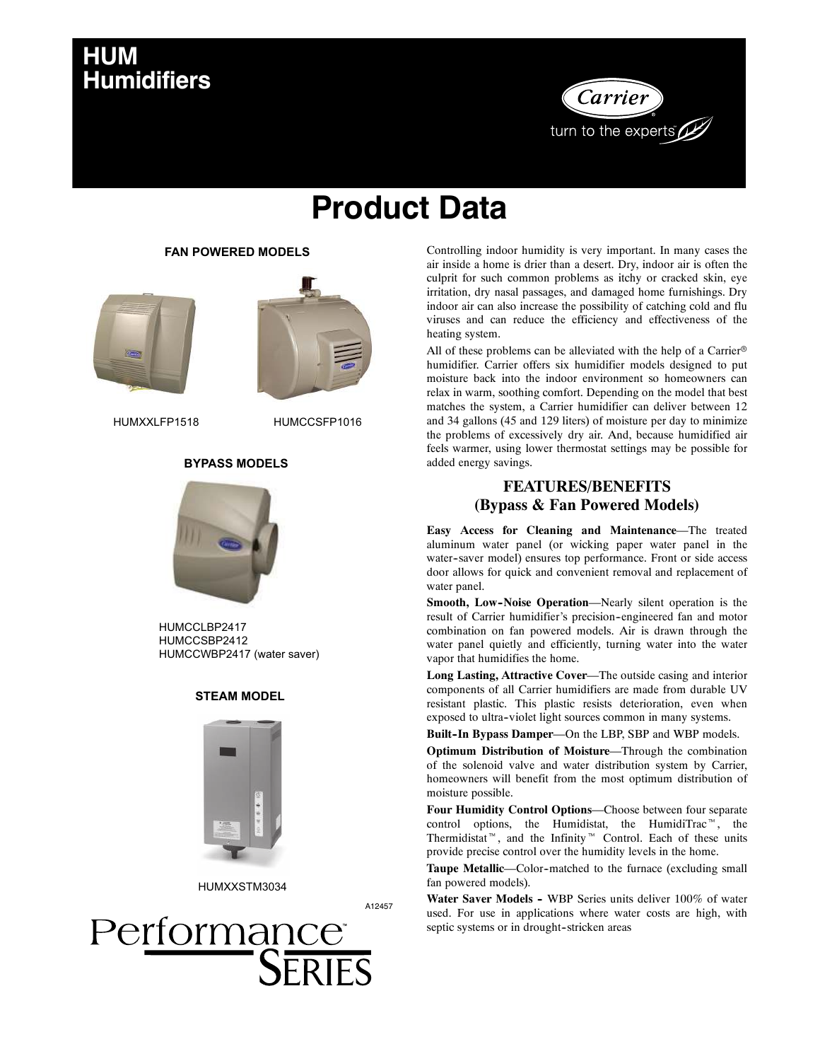# HUM Humidifiers

Carrier

turn to the experts

# Product Data

**FAN POWERED MODELS**

HUMXXLFP1518 HUMCCSFP1016

**BYPASS MODELS**

HUMCCLBP2417
HUMCCSBP2412
HUMCCWBP2417 (water saver)

**STEAM MODEL**

HUMXXSTM3034

A12457

Performance™ Series

Controlling indoor humidity is very important. In many cases the air inside a home is drier than a desert. Dry, indoor air is often the culprit for such common problems as itchy or cracked skin, eye irritation, dry nasal passages, and damaged home furnishings. Dry indoor air can also increase the possibility of catching cold and flu viruses and can reduce the efficiency and effectiveness of the heating system.

All of these problems can be alleviated with the help of a Carrier® humidifier. Carrier offers six humidifier models designed to put moisture back into the indoor environment so homeowners can relax in warm, soothing comfort. Depending on the model that best matches the system, a Carrier humidifier can deliver between 12 and 34 gallons (45 and 129 liters) of moisture per day to minimize the problems of excessively dry air. And, because humidified air feels warmer, using lower thermostat settings may be possible for added energy savings.

## FEATURES/BENEFITS (Bypass & Fan Powered Models)

**Easy Access for Cleaning and Maintenance**—The treated aluminum water panel (or wicking paper water panel in the water-saver model) ensures top performance. Front or side access door allows for quick and convenient removal and replacement of water panel.

**Smooth, Low-Noise Operation**—Nearly silent operation is the result of Carrier humidifier's precision-engineered fan and motor combination on fan powered models. Air is drawn through the water panel quietly and efficiently, turning water into the water vapor that humidifies the home.

**Long Lasting, Attractive Cover**—The outside casing and interior components of all Carrier humidifiers are made from durable UV resistant plastic. This plastic resists deterioration, even when exposed to ultra-violet light sources common in many systems.

**Built-In Bypass Damper**—On the LBP, SBP and WBP models.

**Optimum Distribution of Moisture**—Through the combination of the solenoid valve and water distribution system by Carrier, homeowners will benefit from the most optimum distribution of moisture possible.

**Four Humidity Control Options**—Choose between four separate control options, the Humidistat, the HumidiTrac™, the Thermidistat™, and the Infinity™ Control. Each of these units provide precise control over the humidity levels in the home.

**Taupe Metallic**—Color-matched to the furnace (excluding small fan powered models).

**Water Saver Models -** WBP Series units deliver 100% of water used. For use in applications where water costs are high, with septic systems or in drought-stricken areas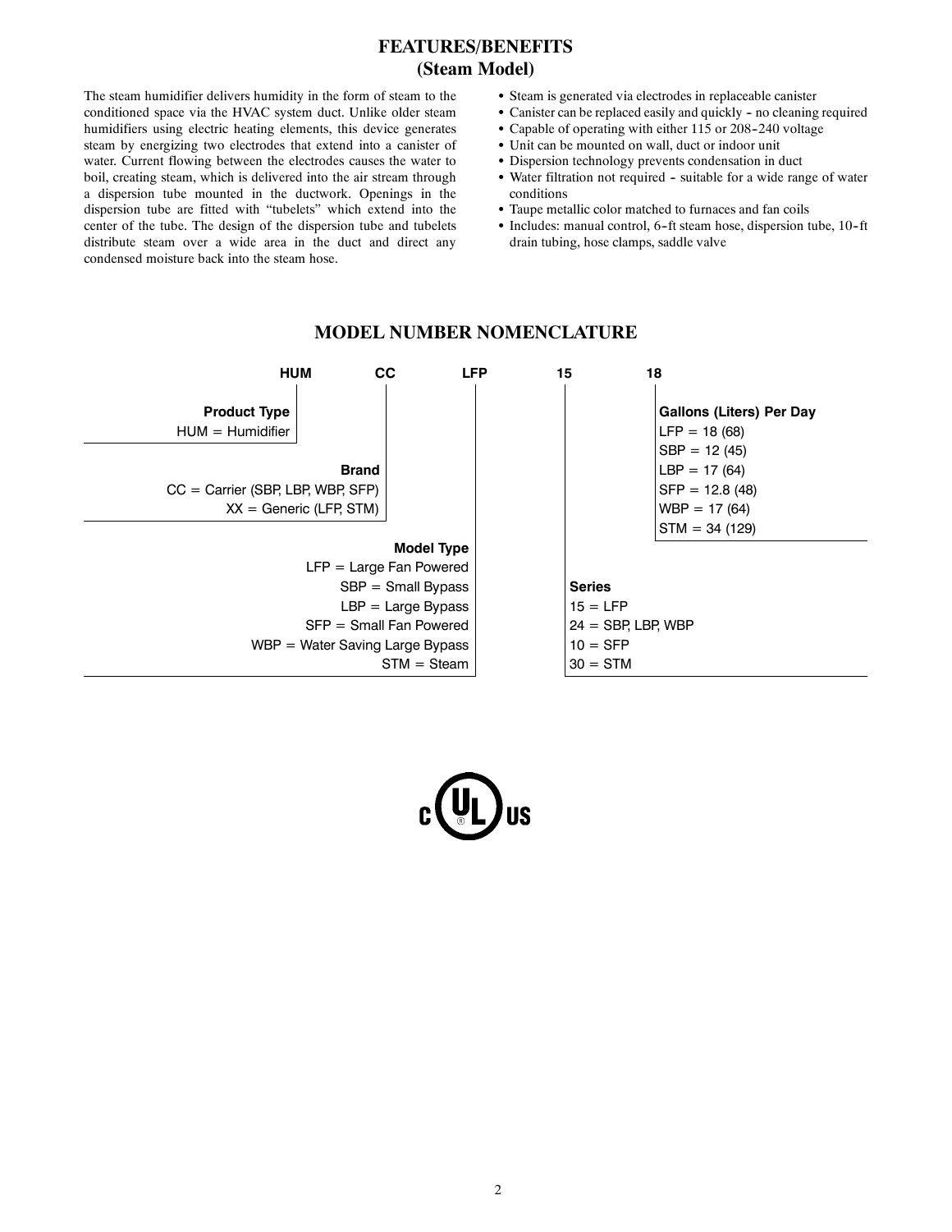## FEATURES/BENEFITS
## (Steam Model)

The steam humidifier delivers humidity in the form of steam to the conditioned space via the HVAC system duct. Unlike older steam humidifiers using electric heating elements, this device generates steam by energizing two electrodes that extend into a canister of water. Current flowing between the electrodes causes the water to boil, creating steam, which is delivered into the air stream through a dispersion tube mounted in the ductwork. Openings in the dispersion tube are fitted with "tubelets" which extend into the center of the tube. The design of the dispersion tube and tubelets distribute steam over a wide area in the duct and direct any condensed moisture back into the steam hose.

- Steam is generated via electrodes in replaceable canister
- Canister can be replaced easily and quickly - no cleaning required
- Capable of operating with either 115 or 208-240 voltage
- Unit can be mounted on wall, duct or indoor unit
- Dispersion technology prevents condensation in duct
- Water filtration not required - suitable for a wide range of water conditions
- Taupe metallic color matched to furnaces and fan coils
- Includes: manual control, 6-ft steam hose, dispersion tube, 10-ft drain tubing, hose clamps, saddle valve

## MODEL NUMBER NOMENCLATURE

**HUM CC LFP 15 18**

**Product Type**
HUM = Humidifier

**Brand**
CC = Carrier (SBP, LBP, WBP, SFP)
XX = Generic (LFP, STM)

**Model Type**
LFP = Large Fan Powered
SBP = Small Bypass
LBP = Large Bypass
SFP = Small Fan Powered
WBP = Water Saving Large Bypass
STM = Steam

**Series**
15 = LFP
24 = SBP, LBP, WBP
10 = SFP
30 = STM

**Gallons (Liters) Per Day**
LFP = 18 (68)
SBP = 12 (45)
LBP = 17 (64)
SFP = 12.8 (48)
WBP = 17 (64)
STM = 34 (129)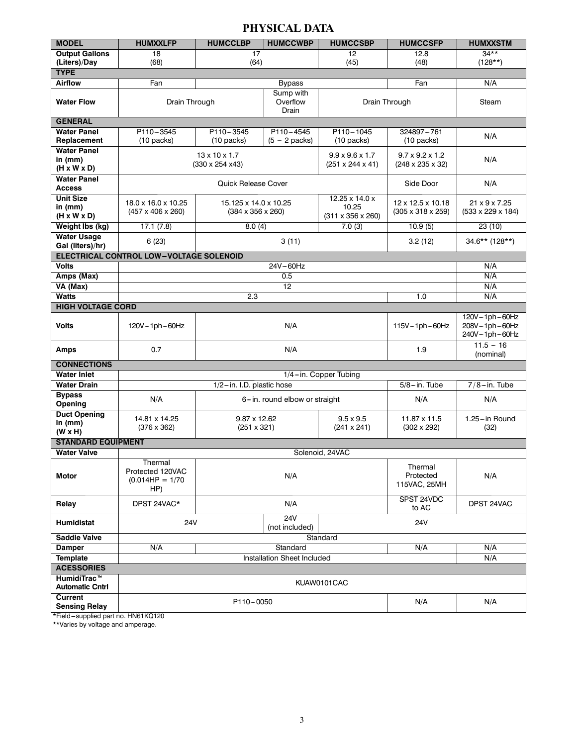# PHYSICAL DATA

| MODEL | HUMXXLFP | HUMCCLBP | HUMCCWBP | HUMCCSBP | HUMCCSFP | HUMXXSTM |
|---|---|---|---|---|---|---|
| Output Gallons (Liters)/Day | 18 (68) | 17 (64) | | 12 (45) | 12.8 (48) | 34** (128**) |
| **TYPE** | | | | | | |
| Airflow | Fan | Bypass | | | Fan | N/A |
| Water Flow | Drain Through | | Sump with Overflow Drain | Drain Through | | Steam |
| **GENERAL** | | | | | | |
| Water Panel Replacement | P110−3545 (10 packs) | P110−3545 (10 packs) | P110−4545 (5 − 2 packs) | P110−1045 (10 packs) | 324897−761 (10 packs) | N/A |
| Water Panel in (mm) (H x W x D) | 13 x 10 x 1.7 (330 x 254 x43) | | | 9.9 x 9.6 x 1.7 (251 x 244 x 41) | 9.7 x 9.2 x 1.2 (248 x 235 x 32) | N/A |
| Water Panel Access | Quick Release Cover | | | | Side Door | N/A |
| Unit Size in (mm) (H x W x D) | 18.0 x 16.0 x 10.25 (457 x 406 x 260) | 15.125 x 14.0 x 10.25 (384 x 356 x 260) | | 12.25 x 14.0 x 10.25 (311 x 356 x 260) | 12 x 12.5 x 10.18 (305 x 318 x 259) | 21 x 9 x 7.25 (533 x 229 x 184) |
| Weight lbs (kg) | 17.1 (7.8) | 8.0 (4) | | 7.0 (3) | 10.9 (5) | 23 (10) |
| Water Usage Gal (liters)/hr) | 6 (23) | 3 (11) | | | 3.2 (12) | 34.6** (128**) |
| **ELECTRICAL CONTROL LOW−VOLTAGE SOLENOID** | | | | | | |
| Volts | 24V−60Hz | | | | | N/A |
| Amps (Max) | 0.5 | | | | | N/A |
| VA (Max) | 12 | | | | | N/A |
| Watts | 2.3 | | | | 1.0 | N/A |
| **HIGH VOLTAGE CORD** | | | | | | |
| Volts | 120V−1ph−60Hz | N/A | | | 115V−1ph−60Hz | 120V−1ph−60Hz 208V−1ph−60Hz 240V−1ph−60Hz |
| Amps | 0.7 | N/A | | | 1.9 | 11.5 − 16 (nominal) |
| **CONNECTIONS** | | | | | | |
| Water Inlet | 1/4−in. Copper Tubing | | | | | |
| Water Drain | 1/2−in. I.D. plastic hose | | | | 5/8−in. Tube | 7/8−in. Tube |
| Bypass Opening | N/A | 6−in. round elbow or straight | | | N/A | N/A |
| Duct Opening in (mm) (W x H) | 14.81 x 14.25 (376 x 362) | 9.87 x 12.62 (251 x 321) | | 9.5 x 9.5 (241 x 241) | 11.87 x 11.5 (302 x 292) | 1.25−in Round (32) |
| **STANDARD EQUIPMENT** | | | | | | |
| Water Valve | Solenoid, 24VAC | | | | | |
| Motor | Thermal Protected 120VAC (0.014HP = 1/70 HP) | N/A | | | Thermal Protected 115VAC, 25MH | N/A |
| Relay | DPST 24VAC* | N/A | | | SPST 24VDC to AC | DPST 24VAC |
| Humidistat | 24V | | 24V (not included) | 24V | | |
| Saddle Valve | Standard | | | | | |
| Damper | N/A | Standard | | | N/A | N/A |
| Template | Installation Sheet Included | | | | | N/A |
| **ACESSORIES** | | | | | | |
| HumidiTrac™ Automatic Cntrl | KUAW0101CAC | | | | | |
| Current Sensing Relay | P110−0050 | | | | N/A | N/A |

*Field−supplied part no. HN61KQ120

**Varies by voltage and amperage.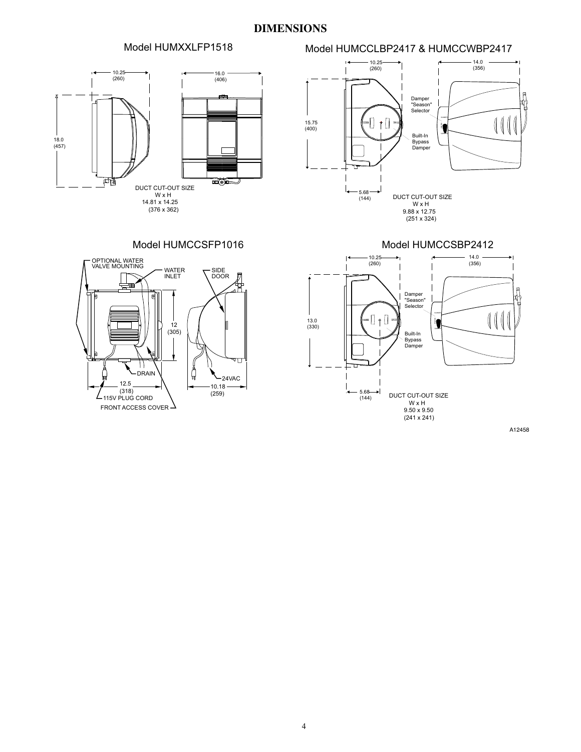# DIMENSIONS

## Model HUMXXLFP1518

10.25 (260)

16.0 (406)

18.0 (457)

DUCT CUT-OUT SIZE
W x H
14.81 x 14.25
(376 x 362)

## Model HUMCCLBP2417 & HUMCCWBP2417

10.25 (260)

14.0 (356)

15.75 (400)

Damper "Season" Selector

Built-In Bypass Damper

5.68 (144)

DUCT CUT-OUT SIZE
W x H
9.88 x 12.75
(251 x 324)

## Model HUMCCSFP1016

OPTIONAL WATER VALVE MOUNTING

WATER INLET

SIDE DOOR

12 (305)

DRAIN

24VAC

12.5 (318)

10.18 (259)

115V PLUG CORD

FRONT ACCESS COVER

## Model HUMCCSBP2412

10.25 (260)

14.0 (356)

13.0 (330)

Damper "Season" Selector

Built-In Bypass Damper

5.68 (144)

DUCT CUT-OUT SIZE
W x H
9.50 x 9.50
(241 x 241)

A12458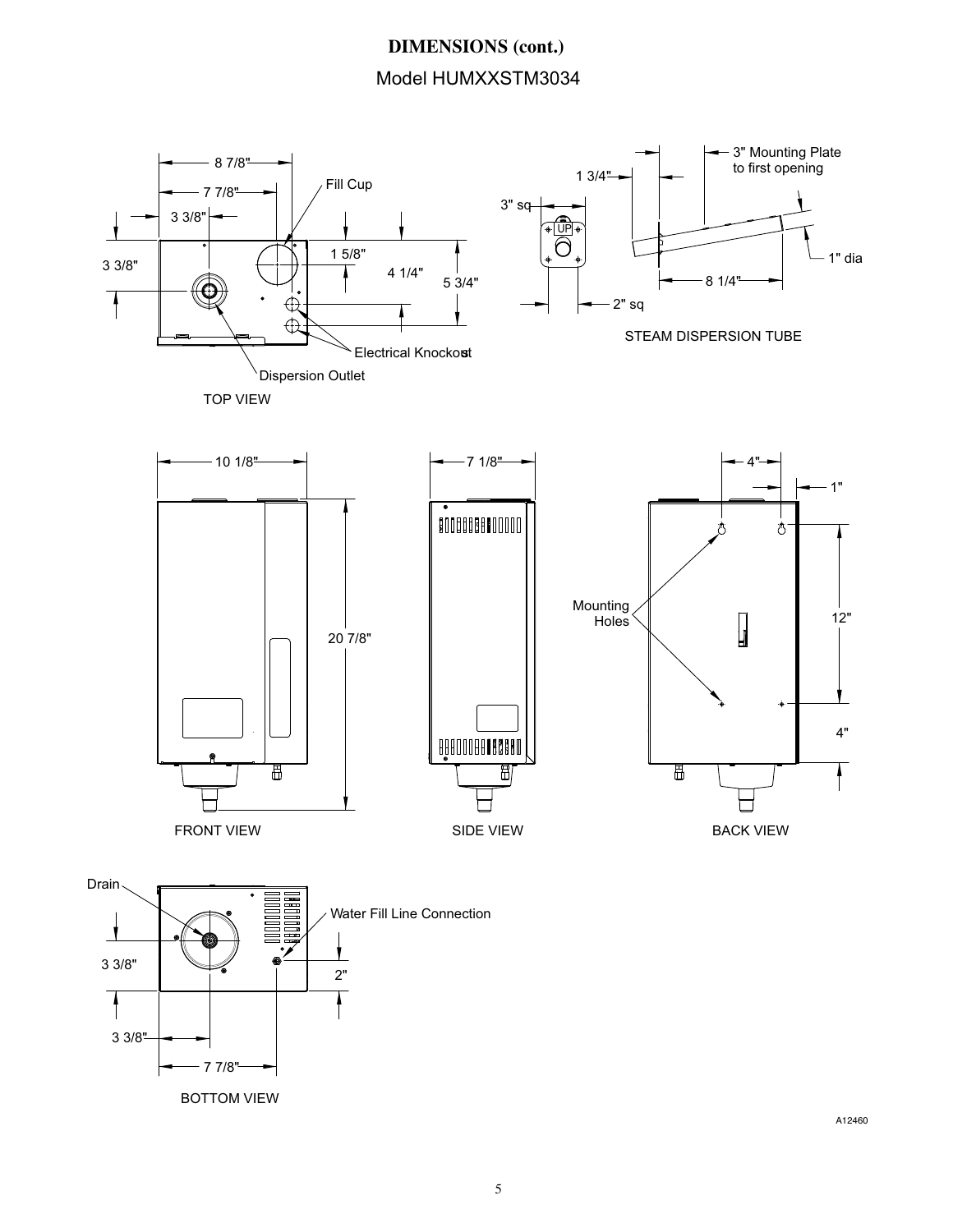# DIMENSIONS (cont.)

## Model HUMXXSTM3034

8 7/8"

7 7/8"

3 3/8"

Fill Cup

3 3/8"

1 5/8"

4 1/4"

5 3/4"

Electrical Knockout

Dispersion Outlet

TOP VIEW

3" sq

UP

2" sq

1 3/4"

3" Mounting Plate to first opening

1" dia

8 1/4"

STEAM DISPERSION TUBE

10 1/8"

20 7/8"

FRONT VIEW

7 1/8"

SIDE VIEW

4"

1"

Mounting Holes

12"

4"

BACK VIEW

Drain

Water Fill Line Connection

3 3/8"

2"

3 3/8"

7 7/8"

BOTTOM VIEW

A12460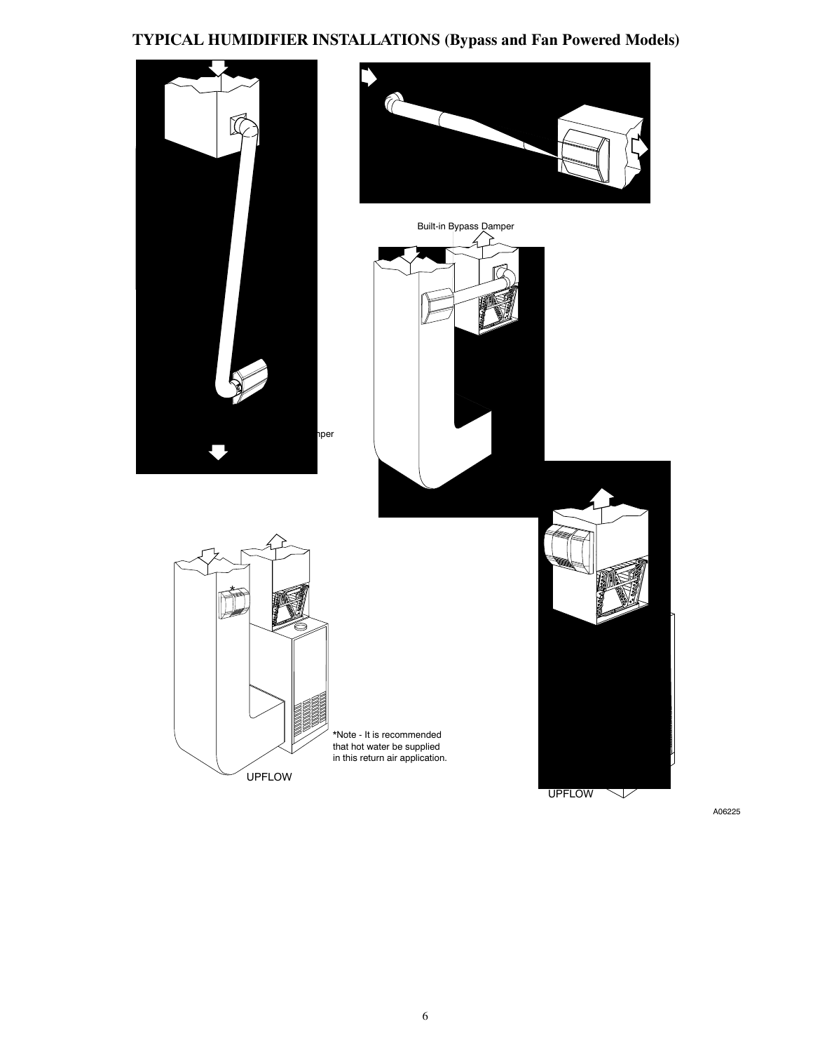# TYPICAL HUMIDIFIER INSTALLATIONS (Bypass and Fan Powered Models)

Built-in Bypass Damper

nper

*Note - It is recommended that hot water be supplied in this return air application.

UPFLOW

UPFLOW

A06225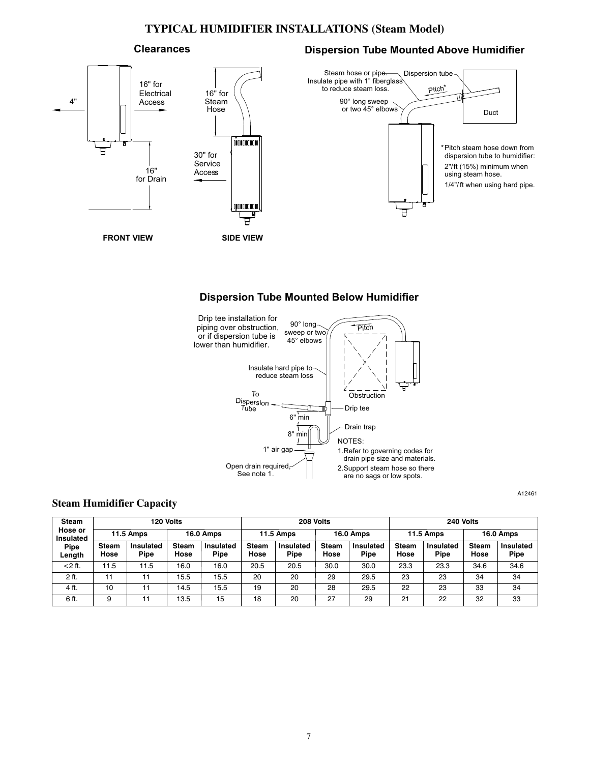# TYPICAL HUMIDIFIER INSTALLATIONS (Steam Model)

## Clearances

4"

16" for Electrical Access

16" for Steam Hose

30" for Service Access

16" for Drain

FRONT VIEW

SIDE VIEW

## Dispersion Tube Mounted Above Humidifier

Steam hose or pipe. Insulate pipe with 1" fiberglass to reduce steam loss.

Dispersion tube

Pitch*

90° long sweep or two 45° elbows

Duct

*Pitch steam hose down from dispersion tube to humidifier:
2"/ft (15%) minimum when using steam hose.
1/4"/ft when using hard pipe.

## Dispersion Tube Mounted Below Humidifier

Drip tee installation for piping over obstruction, or if dispersion tube is lower than humidifier.

90° long sweep or two 45° elbows

Pitch

Insulate hard pipe to reduce steam loss

Obstruction

To Dispersion Tube

Drip tee

6" min

Drain trap

8" min

1" air gap

Open drain required, See note 1.

NOTES:

1. Refer to governing codes for drain pipe size and materials.
2. Support steam hose so there are no sags or low spots.

A12461

## Steam Humidifier Capacity

| Steam Hose or Insulated Pipe Length | 120 Volts | | | | 208 Volts | | | | 240 Volts | | | |
|---|---|---|---|---|---|---|---|---|---|---|---|---|
| | 11.5 Amps | | 16.0 Amps | | 11.5 Amps | | 16.0 Amps | | 11.5 Amps | | 16.0 Amps | |
| | Steam Hose | Insulated Pipe | Steam Hose | Insulated Pipe | Steam Hose | Insulated Pipe | Steam Hose | Insulated Pipe | Steam Hose | Insulated Pipe | Steam Hose | Insulated Pipe |
| <2 ft. | 11.5 | 11.5 | 16.0 | 16.0 | 20.5 | 20.5 | 30.0 | 30.0 | 23.3 | 23.3 | 34.6 | 34.6 |
| 2 ft. | 11 | 11 | 15.5 | 15.5 | 20 | 20 | 29 | 29.5 | 23 | 23 | 34 | 34 |
| 4 ft. | 10 | 11 | 14.5 | 15.5 | 19 | 20 | 28 | 29.5 | 22 | 23 | 33 | 34 |
| 6 ft. | 9 | 11 | 13.5 | 15 | 18 | 20 | 27 | 29 | 21 | 22 | 32 | 33 |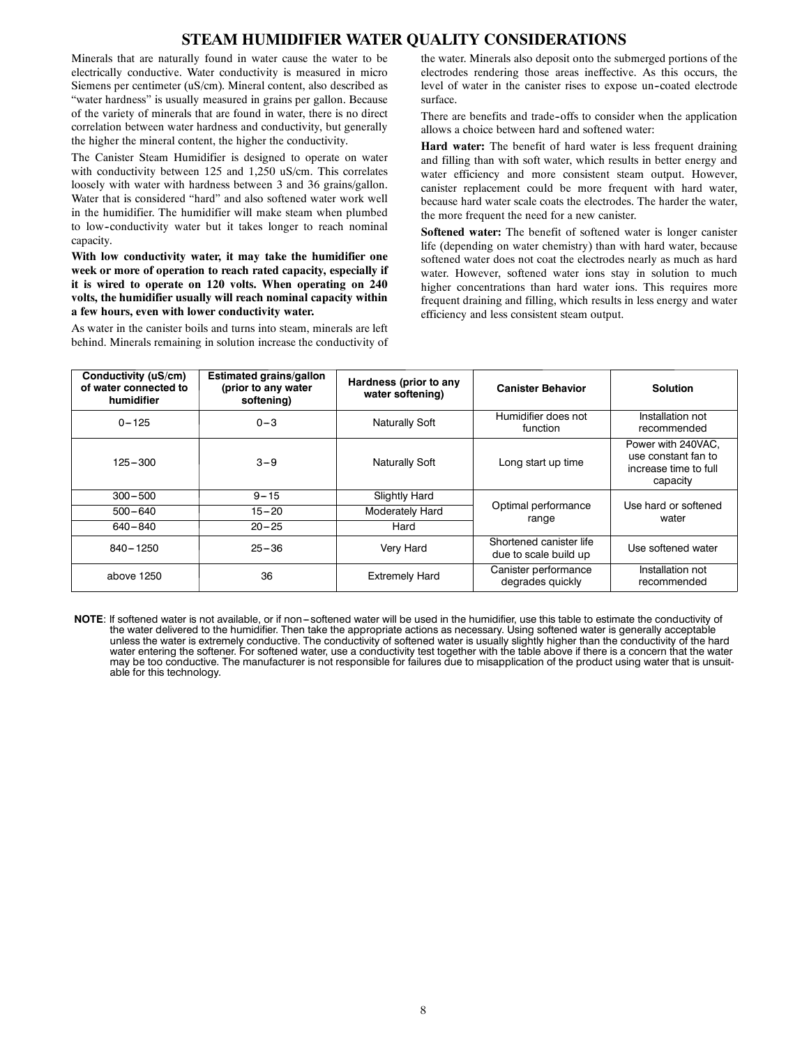## STEAM HUMIDIFIER WATER QUALITY CONSIDERATIONS

Minerals that are naturally found in water cause the water to be electrically conductive. Water conductivity is measured in micro Siemens per centimeter (uS/cm). Mineral content, also described as "water hardness" is usually measured in grains per gallon. Because of the variety of minerals that are found in water, there is no direct correlation between water hardness and conductivity, but generally the higher the mineral content, the higher the conductivity.

The Canister Steam Humidifier is designed to operate on water with conductivity between 125 and 1,250 uS/cm. This correlates loosely with water with hardness between 3 and 36 grains/gallon. Water that is considered "hard" and also softened water work well in the humidifier. The humidifier will make steam when plumbed to low-conductivity water but it takes longer to reach nominal capacity.

**With low conductivity water, it may take the humidifier one week or more of operation to reach rated capacity, especially if it is wired to operate on 120 volts. When operating on 240 volts, the humidifier usually will reach nominal capacity within a few hours, even with lower conductivity water.**

As water in the canister boils and turns into steam, minerals are left behind. Minerals remaining in solution increase the conductivity of the water. Minerals also deposit onto the submerged portions of the electrodes rendering those areas ineffective. As this occurs, the level of water in the canister rises to expose un-coated electrode surface.

There are benefits and trade-offs to consider when the application allows a choice between hard and softened water:

**Hard water:** The benefit of hard water is less frequent draining and filling than with soft water, which results in better energy and water efficiency and more consistent steam output. However, canister replacement could be more frequent with hard water, because hard water scale coats the electrodes. The harder the water, the more frequent the need for a new canister.

**Softened water:** The benefit of softened water is longer canister life (depending on water chemistry) than with hard water, because softened water does not coat the electrodes nearly as much as hard water. However, softened water ions stay in solution to much higher concentrations than hard water ions. This requires more frequent draining and filling, which results in less energy and water efficiency and less consistent steam output.

| Conductivity (uS/cm) of water connected to humidifier | Estimated grains/gallon (prior to any water softening) | Hardness (prior to any water softening) | Canister Behavior | Solution |
|---|---|---|---|---|
| 0–125 | 0–3 | Naturally Soft | Humidifier does not function | Installation not recommended |
| 125–300 | 3–9 | Naturally Soft | Long start up time | Power with 240VAC, use constant fan to increase time to full capacity |
| 300–500 | 9–15 | Slightly Hard | Optimal performance range | Use hard or softened water |
| 500–640 | 15–20 | Moderately Hard | | |
| 640–840 | 20–25 | Hard | | |
| 840–1250 | 25–36 | Very Hard | Shortened canister life due to scale build up | Use softened water |
| above 1250 | 36 | Extremely Hard | Canister performance degrades quickly | Installation not recommended |

**NOTE**: If softened water is not available, or if non-softened water will be used in the humidifier, use this table to estimate the conductivity of the water delivered to the humidifier. Then take the appropriate actions as necessary. Using softened water is generally acceptable unless the water is extremely conductive. The conductivity of softened water is usually slightly higher than the conductivity of the hard water entering the softener. For softened water, use a conductivity test together with the table above if there is a concern that the water may be too conductive. The manufacturer is not responsible for failures due to misapplication of the product using water that is unsuitable for this technology.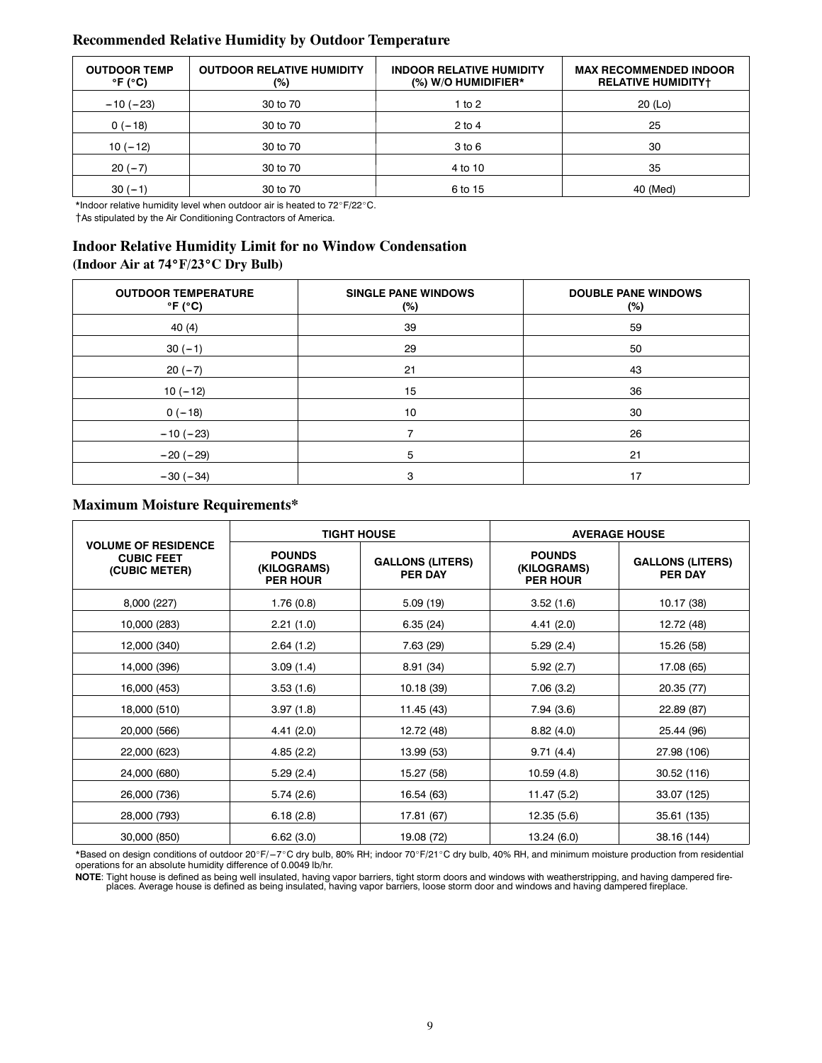## Recommended Relative Humidity by Outdoor Temperature

| OUTDOOR TEMP °F (°C) | OUTDOOR RELATIVE HUMIDITY (%) | INDOOR RELATIVE HUMIDITY (%) W/O HUMIDIFIER* | MAX RECOMMENDED INDOOR RELATIVE HUMIDITY† |
|---|---|---|---|
| −10 (−23) | 30 to 70 | 1 to 2 | 20 (Lo) |
| 0 (−18) | 30 to 70 | 2 to 4 | 25 |
| 10 (−12) | 30 to 70 | 3 to 6 | 30 |
| 20 (−7) | 30 to 70 | 4 to 10 | 35 |
| 30 (−1) | 30 to 70 | 6 to 15 | 40 (Med) |

*Indoor relative humidity level when outdoor air is heated to 72°F/22°C.

†As stipulated by the Air Conditioning Contractors of America.

## Indoor Relative Humidity Limit for no Window Condensation
**(Indoor Air at 74°F/23°C Dry Bulb)**

| OUTDOOR TEMPERATURE °F (°C) | SINGLE PANE WINDOWS (%) | DOUBLE PANE WINDOWS (%) |
|---|---|---|
| 40 (4) | 39 | 59 |
| 30 (−1) | 29 | 50 |
| 20 (−7) | 21 | 43 |
| 10 (−12) | 15 | 36 |
| 0 (−18) | 10 | 30 |
| −10 (−23) | 7 | 26 |
| −20 (−29) | 5 | 21 |
| −30 (−34) | 3 | 17 |

## Maximum Moisture Requirements*

| VOLUME OF RESIDENCE CUBIC FEET (CUBIC METER) | TIGHT HOUSE | | AVERAGE HOUSE | |
|---|---|---|---|---|
| | POUNDS (KILOGRAMS) PER HOUR | GALLONS (LITERS) PER DAY | POUNDS (KILOGRAMS) PER HOUR | GALLONS (LITERS) PER DAY |
| 8,000 (227) | 1.76 (0.8) | 5.09 (19) | 3.52 (1.6) | 10.17 (38) |
| 10,000 (283) | 2.21 (1.0) | 6.35 (24) | 4.41 (2.0) | 12.72 (48) |
| 12,000 (340) | 2.64 (1.2) | 7.63 (29) | 5.29 (2.4) | 15.26 (58) |
| 14,000 (396) | 3.09 (1.4) | 8.91 (34) | 5.92 (2.7) | 17.08 (65) |
| 16,000 (453) | 3.53 (1.6) | 10.18 (39) | 7.06 (3.2) | 20.35 (77) |
| 18,000 (510) | 3.97 (1.8) | 11.45 (43) | 7.94 (3.6) | 22.89 (87) |
| 20,000 (566) | 4.41 (2.0) | 12.72 (48) | 8.82 (4.0) | 25.44 (96) |
| 22,000 (623) | 4.85 (2.2) | 13.99 (53) | 9.71 (4.4) | 27.98 (106) |
| 24,000 (680) | 5.29 (2.4) | 15.27 (58) | 10.59 (4.8) | 30.52 (116) |
| 26,000 (736) | 5.74 (2.6) | 16.54 (63) | 11.47 (5.2) | 33.07 (125) |
| 28,000 (793) | 6.18 (2.8) | 17.81 (67) | 12.35 (5.6) | 35.61 (135) |
| 30,000 (850) | 6.62 (3.0) | 19.08 (72) | 13.24 (6.0) | 38.16 (144) |

*Based on design conditions of outdoor 20°F/−7°C dry bulb, 80% RH; indoor 70°F/21°C dry bulb, 40% RH, and minimum moisture production from residential operations for an absolute humidity difference of 0.0049 lb/hr.

**NOTE**: Tight house is defined as being well insulated, having vapor barriers, tight storm doors and windows with weatherstripping, and having dampered fireplaces. Average house is defined as being insulated, having vapor barriers, loose storm door and windows and having dampered fireplace.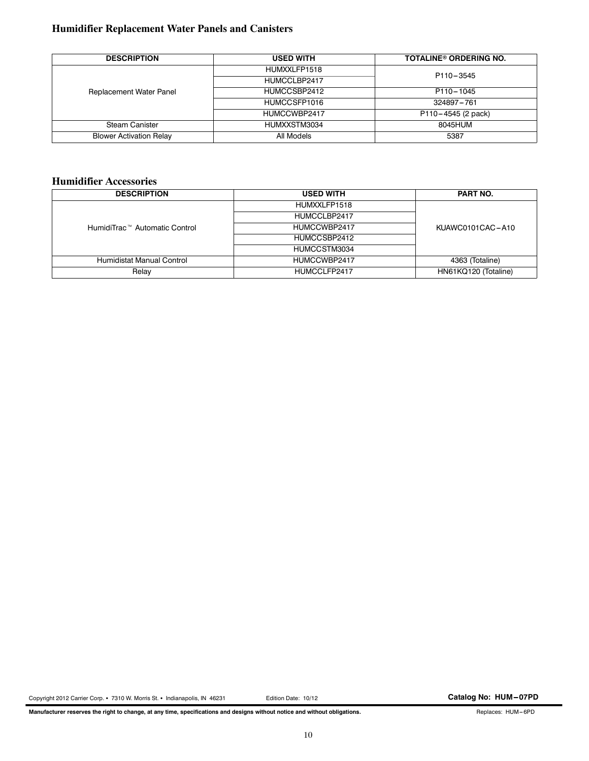## Humidifier Replacement Water Panels and Canisters

| DESCRIPTION | USED WITH | TOTALINE® ORDERING NO. |
|---|---|---|
| Replacement Water Panel | HUMXXLFP1518 | P110−3545 |
| | HUMCCLBP2417 | |
| | HUMCCSBP2412 | P110−1045 |
| | HUMCCSFP1016 | 324897−761 |
| | HUMCCWBP2417 | P110−4545 (2 pack) |
| Steam Canister | HUMXXSTM3034 | 8045HUM |
| Blower Activation Relay | All Models | 5387 |

## Humidifier Accessories

| DESCRIPTION | USED WITH | PART NO. |
|---|---|---|
| HumidiTrac™ Automatic Control | HUMXXLFP1518 | KUAWC0101CAC−A10 |
| | HUMCCLBP2417 | |
| | HUMCCWBP2417 | |
| | HUMCCSBP2412 | |
| | HUMCCSTM3034 | |
| Humidistat Manual Control | HUMCCWBP2417 | 4363 (Totaline) |
| Relay | HUMCCLFP2417 | HN61KQ120 (Totaline) |

Copyright 2012 Carrier Corp. • 7310 W. Morris St. • Indianapolis, IN 46231 Edition Date: 10/12

**Catalog No: HUM−07PD**

**Manufacturer reserves the right to change, at any time, specifications and designs without notice and without obligations.**

Replaces: HUM−6PD